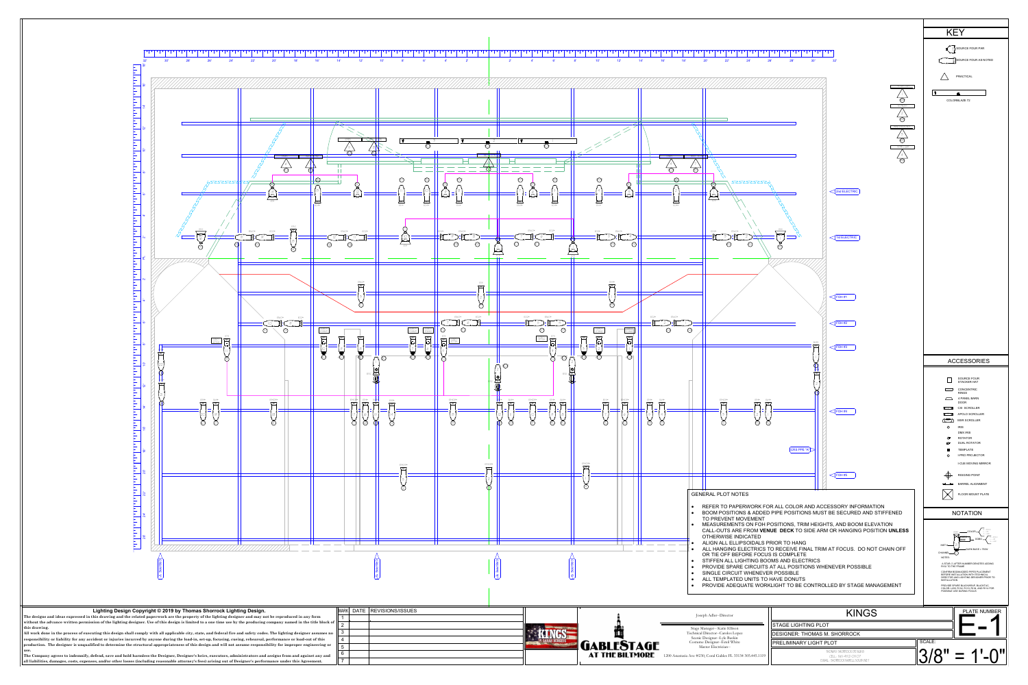# KEY

- SOURCE FOUR PAR
- SOURCE FOUR AS NOTED
- PRACTICAL
- COLORBLAZE 72

## ACCESSORIES

- SOURCE FOUR STACKER HAT
- CONCENTRIC RINGS
- 4 PANEL BARN DOOR
- CXI SCROLLER
- APOLLO SCROLLER
- RBR SCROLLER
- IRIS
- DMX IRIS
- ROTATOR
- DUAL ROTATOR
- TEMPLATE
- I-PRO PROJECTOR
- I-CUE MOVING MIRROR
- RIGGING POINT
- BARREL ALIGNMENT
- FLOOR MOUNT PLATE

## NOTATION

2nd ELECTRIC

1st ELECTRIC

FOH #1

FOH #2

FOH #3

FOH #4

FOH #5

## GENERAL PLOT NOTES

- REFER TO PAPERWORK FOR ALL COLOR AND ACCESSORY INFORMATION
- BOOM POSITIONS & ADDED PIPE POSITIONS MUST BE SECURED AND STIFFENED TO PREVENT MOVEMENT
- MEASUREMENTS ON FOH POSITIONS, TRIM HEIGHTS, AND BOOM ELEVATION CALL-OUTS ARE FROM **VENUE DECK** TO SIDE ARM OR HANGING POSITION **UNLESS** OTHERWISE INDICATED
- ALIGN ALL ELLIPSOIDALS PRIOR TO HANG
- ALL HANGING ELECTRICS TO RECEIVE FINAL TRIM AT FOCUS. DO NOT CHAIN OFF OR TIE OFF BEFORE FOCUS IS COMPLETE
- STIFFEN ALL LIGHTING BOOMS AND ELECTRICS
- PROVIDE SPARE CIRCUITS AT ALL POSITIONS WHENEVER POSSIBLE
- SINGLE CIRCUIT WHENEVER POSSIBLE
- ALL TEMPLATED UNITS TO HAVE DONUTS
- PROVIDE ADEQUATE WORKLIGHT TO BE CONTROLLED BY STAGE MANAGEMENT

**Lighting Design Copyright © 2019 by Thomas Shorrock Lighting Design.**

The designs and ideas expressed in this drawing and the related paperwork are the property of the lighting designer and may not be reproduced in any form without the advance written permission of the lighting designer. Use of this design is limited to a one time use by the producing company named in the title block of this drawing.

All work done in the process of executing this design shall comply with all applicable city, state, and federal fire and safety codes. The lighting designer assumes no responsibility or liability for any accident or injuries incurred by anyone during the load-in, set-up, focusing, cueing, rehearsal, performance or load-out of this production. The designer is unqualified to determine the structural appropriateness of this design and will not assume responsibility for improper engineering or use.

The Company agrees to indemnify, defend, save and hold harmless the Designer, Designer's heirs, executors, administrators and assigns from and against any and all liabilities, damages, costs, expenses, and/or other losses (including reasonable attorney's fees) arising out of Designer's performance under this Agreement.

| MARK | DATE | REVISIONS/ISSUES |
|---|---|---|
| 1 | | |
| 2 | | |
| 3 | | |
| 4 | | |
| 5 | | |
| 6 | | |
| 7 | | |

GABLESTAGE AT THE BILTMORE

Joseph Adler--Director

Stage Manager-- Katie Ellison
Technical Director--Carolyn Lopez
Scenic Designer--Lyle Baskin
Costume Designer--Ellen White
Master Electrician--

1200 Anastasia Ave #230, Coral Gables FL 33134 305.445.1119

# KINGS

STAGE LIGHTING PLOT

DESIGNER: THOMAS M. SHORROCK

PRELIMINARY LIGHT PLOT

SCALE: 3/8" = 1'-0"

PLATE NUMBER: E-1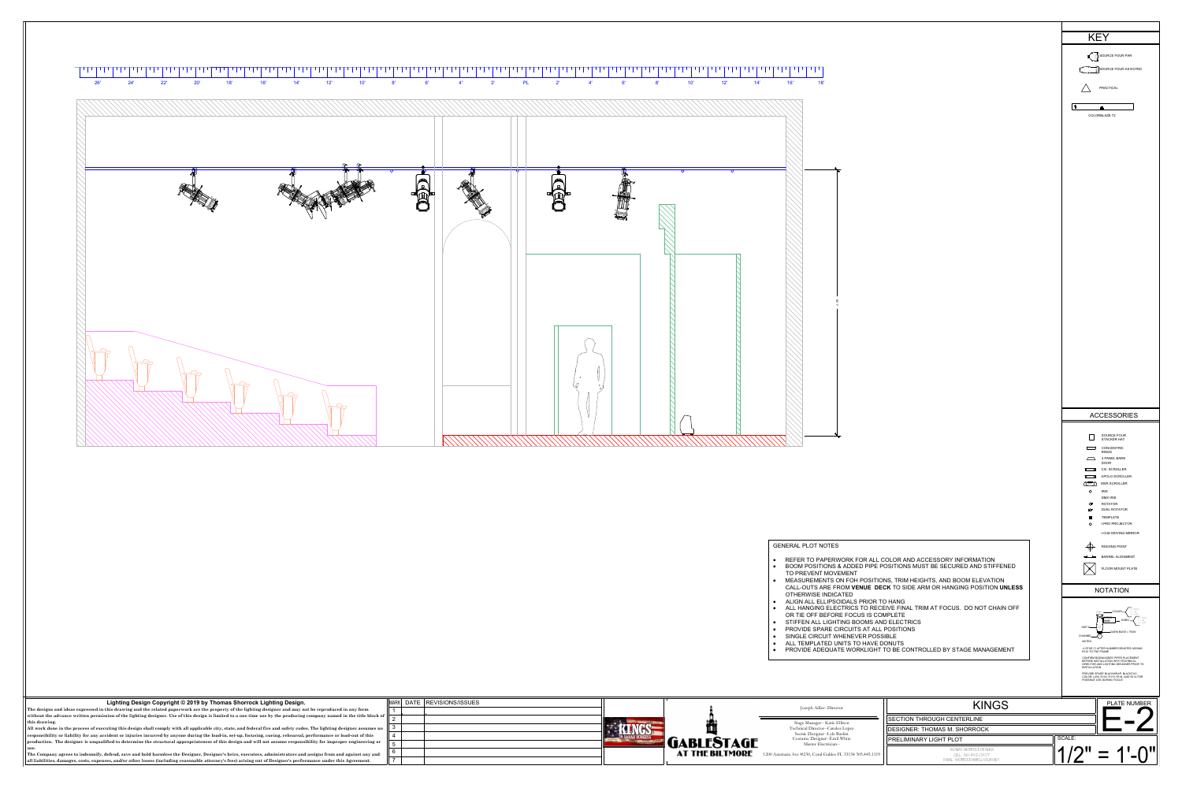26' 24' 22' 20' 18' 16' 14' 12' 10' 8' 6' 4' 2' PL 2' 4' 6' 8' 10' 12' 14' 16' 18'

## KEY

SOURCE FOUR PAR

SOURCE FOUR AS NOTED

PRACTICAL

COLORBLAZE 72

## ACCESSORIES

SOURCE FOUR STACKER HAT

CONCENTRIC RINGS

4 PANEL BARN DOOR

CXI SCROLLER

APOLO SCROLLER

MBR SCROLLER

IRIS

DMX IRIS

ROTATOR

DUAL ROTATOR

TEMPLATE

HPRO PROJECTOR

I-CUE MOVING MIRROR

RIGGING POINT

BARREL ALIGNMENT

FLOOR MOUNT PLATE

## NOTATION

COLOR

GOBO

UNIT

CHANNEL

TWOFER/WATTAGE

NOTES:

## GENERAL PLOT NOTES

- REFER TO PAPERWORK FOR ALL COLOR AND ACCESSORY INFORMATION
- BOOM POSITIONS & ADDED PIPE POSITIONS MUST BE SECURED AND STIFFENED TO PREVENT MOVEMENT
- MEASUREMENTS ON FOH POSITIONS, TRIM HEIGHTS, AND BOOM ELEVATION CALL-OUTS ARE FROM **VENUE DECK** TO SIDE ARM OR HANGING POSITION **UNLESS** OTHERWISE INDICATED
- ALIGN ALL ELLIPSOIDALS PRIOR TO HANG
- ALL HANGING ELECTRICS TO RECEIVE FINAL TRIM AT FOCUS. DO NOT CHAIN OFF OR TIE OFF BEFORE FOCUS IS COMPLETE
- STIFFEN ALL LIGHTING BOOMS AND ELECTRICS
- PROVIDE SPARE CIRCUITS AT ALL POSITIONS
- SINGLE CIRCUIT WHENEVER POSSIBLE
- ALL TEMPLATED UNITS TO HAVE DONUTS
- PROVIDE ADEQUATE WORKLIGHT TO BE CONTROLLED BY STAGE MANAGEMENT

**Lighting Design Copyright © 2019 by Thomas Shorrock Lighting Design.**

**The designs and ideas expressed in this drawing and the related paperwork are the property of the lighting designer and may not be reproduced in any form without the advance written permission of the lighting designer. Use of this design is limited to a one time use by the producing company named in the title block of this drawing.**

**All work done in the process of executing this design shall comply with all applicable city, state, and federal fire and safety codes. The lighting designer assumes no responsibility or liability for any accident or injuries incurred by anyone during the load-in, set-up, focusing, cueing, rehearsal, performance or load-out of this production. The designer is unqualified to determine the structural appropriateness of this design and will not assume responsibility for improper engineering or use.**

**The Company agrees to indemnify, defend, save and hold harmless the Designer, Designer's heirs, executors, administrators and assigns from and against any and all liabilities, damages, costs, expenses, and/or other losses (including reasonable attorney's fees) arising out of Designer's performance under this Agreement.**

| MARK | DATE | REVISIONS/ISSUES |
|---|---|---|
| 1 | | |
| 2 | | |
| 3 | | |
| 4 | | |
| 5 | | |
| 6 | | |
| 7 | | |

GABLESTAGE AT THE BILTMORE

Joseph Adler--Director

Stage Manager-- Katie Ellison
Technical Director--Carolos Lopez
Scenic Designer--Lyle Baskin
Costume Designer--Estel White
Master Electrician--

1200 Anastasia Ave #230, Coral Gables FL 33134 305.445.1119

# KINGS

SECTION THROUGH CENTERLINE

DESIGNER: THOMAS M. SHORROCK

PRELIMINARY LIGHT PLOT

THOMAS SHORROCK DESIGNS
CELL: 561-452-0927
EMAIL: SHORROCKM@ELLSOUR.NET

SCALE:

1/2" = 1'-0"

PLATE NUMBER

E-2